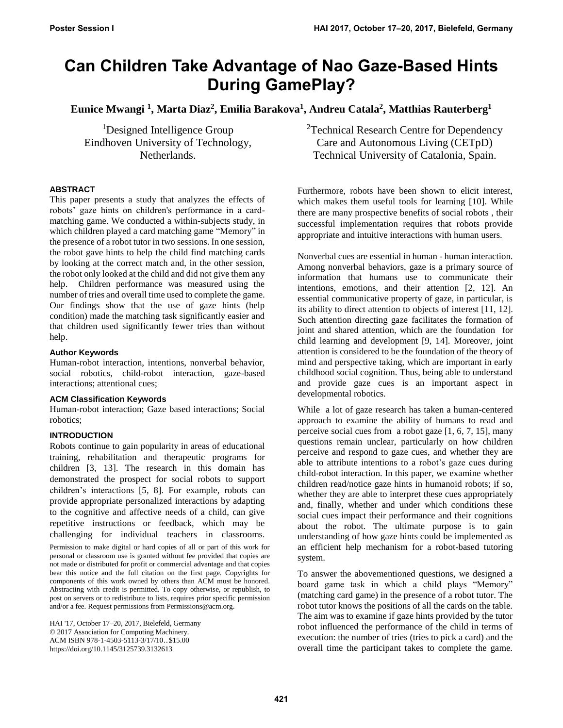# Can Children Take Advantage of Nao Gaze-Based Hints During GamePlay?

**Eunice Mwangi [1], Marta Diaz[2], Emilia Barakova[1], Andreu Catala[2], Matthias Rauterberg[1]**

[1]Designed Intelligence Group
Eindhoven University of Technology,
Netherlands.

[2]Technical Research Centre for Dependency
Care and Autonomous Living (CETpD)
Technical University of Catalonia, Spain.

## ABSTRACT

This paper presents a study that analyzes the effects of robots' gaze hints on children's performance in a card-matching game. We conducted a within-subjects study, in which children played a card matching game "Memory" in the presence of a robot tutor in two sessions. In one session, the robot gave hints to help the child find matching cards by looking at the correct match and, in the other session, the robot only looked at the child and did not give them any help. Children performance was measured using the number of tries and overall time used to complete the game. Our findings show that the use of gaze hints (help condition) made the matching task significantly easier and that children used significantly fewer tries than without help.

### Author Keywords

Human-robot interaction, intentions, nonverbal behavior, social robotics, child-robot interaction, gaze-based interactions; attentional cues;

### ACM Classification Keywords

Human-robot interaction; Gaze based interactions; Social robotics;

## INTRODUCTION

Robots continue to gain popularity in areas of educational training, rehabilitation and therapeutic programs for children [3, 13]. The research in this domain has demonstrated the prospect for social robots to support children's interactions [5, 8]. For example, robots can provide appropriate personalized interactions by adapting to the cognitive and affective needs of a child, can give repetitive instructions or feedback, which may be challenging for individual teachers in classrooms. Furthermore, robots have been shown to elicit interest, which makes them useful tools for learning [10]. While there are many prospective benefits of social robots , their successful implementation requires that robots provide appropriate and intuitive interactions with human users.

Permission to make digital or hard copies of all or part of this work for personal or classroom use is granted without fee provided that copies are not made or distributed for profit or commercial advantage and that copies bear this notice and the full citation on the first page. Copyrights for components of this work owned by others than ACM must be honored. Abstracting with credit is permitted. To copy otherwise, or republish, to post on servers or to redistribute to lists, requires prior specific permission and/or a fee. Request permissions from Permissions@acm.org.

HAI '17, October 17–20, 2017, Bielefeld, Germany
© 2017 Association for Computing Machinery.
ACM ISBN 978-1-4503-5113-3/17/10…$15.00
https://doi.org/10.1145/3125739.3132613

Nonverbal cues are essential in human - human interaction. Among nonverbal behaviors, gaze is a primary source of information that humans use to communicate their intentions, emotions, and their attention [2, 12]. An essential communicative property of gaze, in particular, is its ability to direct attention to objects of interest [11, 12]. Such attention directing gaze facilitates the formation of joint and shared attention, which are the foundation for child learning and development [9, 14]. Moreover, joint attention is considered to be the foundation of the theory of mind and perspective taking, which are important in early childhood social cognition. Thus, being able to understand and provide gaze cues is an important aspect in developmental robotics.

While a lot of gaze research has taken a human-centered approach to examine the ability of humans to read and perceive social cues from a robot gaze [1, 6, 7, 15], many questions remain unclear, particularly on how children perceive and respond to gaze cues, and whether they are able to attribute intentions to a robot's gaze cues during child-robot interaction. In this paper, we examine whether children read/notice gaze hints in humanoid robots; if so, whether they are able to interpret these cues appropriately and, finally, whether and under which conditions these social cues impact their performance and their cognitions about the robot. The ultimate purpose is to gain understanding of how gaze hints could be implemented as an efficient help mechanism for a robot-based tutoring system.

To answer the abovementioned questions, we designed a board game task in which a child plays "Memory" (matching card game) in the presence of a robot tutor. The robot tutor knows the positions of all the cards on the table. The aim was to examine if gaze hints provided by the tutor robot influenced the performance of the child in terms of execution: the number of tries (tries to pick a card) and the overall time the participant takes to complete the game.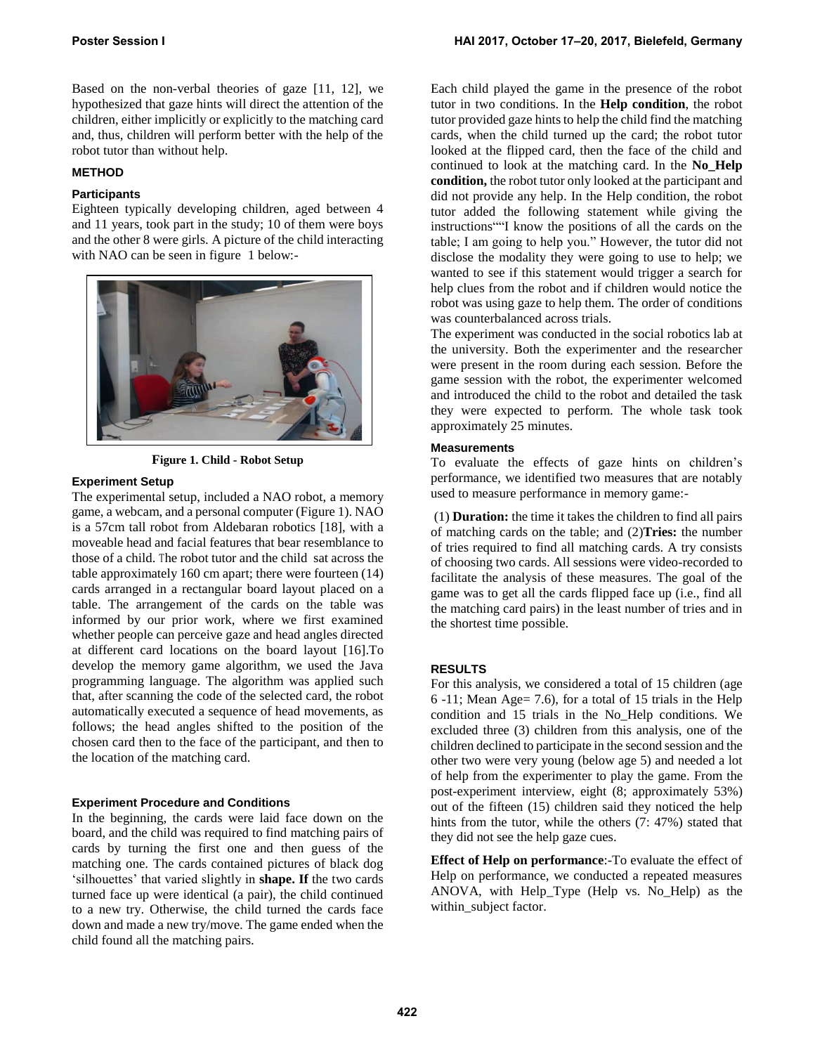Based on the non-verbal theories of gaze [11, 12], we hypothesized that gaze hints will direct the attention of the children, either implicitly or explicitly to the matching card and, thus, children will perform better with the help of the robot tutor than without help.

## METHOD

### Participants

Eighteen typically developing children, aged between 4 and 11 years, took part in the study; 10 of them were boys and the other 8 were girls. A picture of the child interacting with NAO can be seen in figure 1 below:-

**Figure 1. Child - Robot Setup**

### Experiment Setup

The experimental setup, included a NAO robot, a memory game, a webcam, and a personal computer (Figure 1). NAO is a 57cm tall robot from Aldebaran robotics [18], with a moveable head and facial features that bear resemblance to those of a child. The robot tutor and the child sat across the table approximately 160 cm apart; there were fourteen (14) cards arranged in a rectangular board layout placed on a table. The arrangement of the cards on the table was informed by our prior work, where we first examined whether people can perceive gaze and head angles directed at different card locations on the board layout [16].To develop the memory game algorithm, we used the Java programming language. The algorithm was applied such that, after scanning the code of the selected card, the robot automatically executed a sequence of head movements, as follows; the head angles shifted to the position of the chosen card then to the face of the participant, and then to the location of the matching card.

### Experiment Procedure and Conditions

In the beginning, the cards were laid face down on the board, and the child was required to find matching pairs of cards by turning the first one and then guess of the matching one. The cards contained pictures of black dog 'silhouettes' that varied slightly in **shape. If** the two cards turned face up were identical (a pair), the child continued to a new try. Otherwise, the child turned the cards face down and made a new try/move. The game ended when the child found all the matching pairs.

Each child played the game in the presence of the robot tutor in two conditions. In the **Help condition**, the robot tutor provided gaze hints to help the child find the matching cards, when the child turned up the card; the robot tutor looked at the flipped card, then the face of the child and continued to look at the matching card. In the **No_Help condition,** the robot tutor only looked at the participant and did not provide any help. In the Help condition, the robot tutor added the following statement while giving the instructions""I know the positions of all the cards on the table; I am going to help you." However, the tutor did not disclose the modality they were going to use to help; we wanted to see if this statement would trigger a search for help clues from the robot and if children would notice the robot was using gaze to help them. The order of conditions was counterbalanced across trials.

The experiment was conducted in the social robotics lab at the university. Both the experimenter and the researcher were present in the room during each session. Before the game session with the robot, the experimenter welcomed and introduced the child to the robot and detailed the task they were expected to perform. The whole task took approximately 25 minutes.

### Measurements

To evaluate the effects of gaze hints on children's performance, we identified two measures that are notably used to measure performance in memory game:-

(1) **Duration:** the time it takes the children to find all pairs of matching cards on the table; and (2)**Tries:** the number of tries required to find all matching cards. A try consists of choosing two cards. All sessions were video-recorded to facilitate the analysis of these measures. The goal of the game was to get all the cards flipped face up (i.e., find all the matching card pairs) in the least number of tries and in the shortest time possible.

## RESULTS

For this analysis, we considered a total of 15 children (age 6 -11; Mean Age= 7.6), for a total of 15 trials in the Help condition and 15 trials in the No_Help conditions. We excluded three (3) children from this analysis, one of the children declined to participate in the second session and the other two were very young (below age 5) and needed a lot of help from the experimenter to play the game. From the post-experiment interview, eight (8; approximately 53%) out of the fifteen (15) children said they noticed the help hints from the tutor, while the others (7: 47%) stated that they did not see the help gaze cues.

**Effect of Help on performance**:-To evaluate the effect of Help on performance, we conducted a repeated measures ANOVA, with Help_Type (Help vs. No_Help) as the within_subject factor.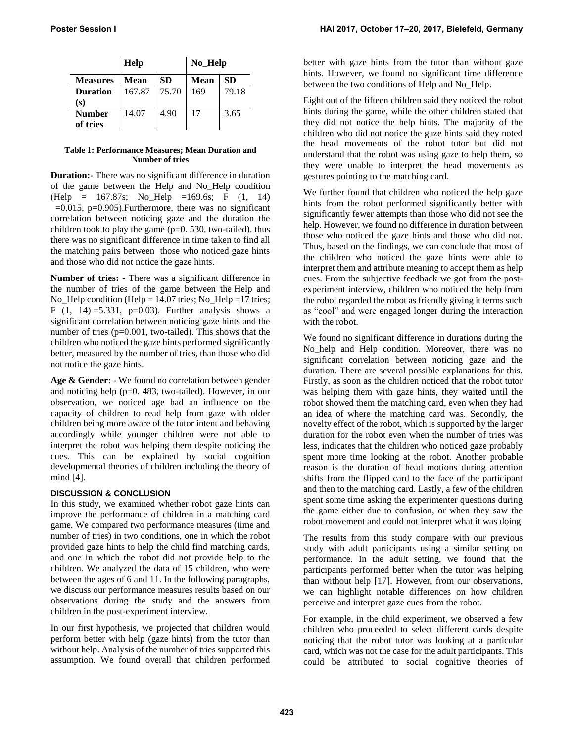| | Help | | No_Help | |
|---|---|---|---|---|
| **Measures** | **Mean** | **SD** | **Mean** | **SD** |
| **Duration (s)** | 167.87 | 75.70 | 169 | 79.18 |
| **Number of tries** | 14.07 | 4.90 | 17 | 3.65 |

**Table 1: Performance Measures; Mean Duration and Number of tries**

**Duration:-** There was no significant difference in duration of the game between the Help and No_Help condition (Help = 167.87s; No_Help =169.6s; $F$ (1, 14) =0.015, p=0.905).Furthermore, there was no significant correlation between noticing gaze and the duration the children took to play the game (p=0. 530, two-tailed), thus there was no significant difference in time taken to find all the matching pairs between those who noticed gaze hints and those who did not notice the gaze hints.

**Number of tries: -** There was a significant difference in the number of tries of the game between the Help and No_Help condition (Help = 14.07 tries; No_Help =17 tries; $F$ (1, 14) =5.331, p=0.03). Further analysis shows a significant correlation between noticing gaze hints and the number of tries (p=0.001, two-tailed). This shows that the children who noticed the gaze hints performed significantly better, measured by the number of tries, than those who did not notice the gaze hints.

**Age & Gender:** - We found no correlation between gender and noticing help (p=0. 483, two-tailed). However, in our observation, we noticed age had an influence on the capacity of children to read help from gaze with older children being more aware of the tutor intent and behaving accordingly while younger children were not able to interpret the robot was helping them despite noticing the cues. This can be explained by social cognition developmental theories of children including the theory of mind [4].

### DISCUSSION & CONCLUSION

In this study, we examined whether robot gaze hints can improve the performance of children in a matching card game. We compared two performance measures (time and number of tries) in two conditions, one in which the robot provided gaze hints to help the child find matching cards, and one in which the robot did not provide help to the children. We analyzed the data of 15 children, who were between the ages of 6 and 11. In the following paragraphs, we discuss our performance measures results based on our observations during the study and the answers from children in the post-experiment interview.

In our first hypothesis, we projected that children would perform better with help (gaze hints) from the tutor than without help. Analysis of the number of tries supported this assumption. We found overall that children performed better with gaze hints from the tutor than without gaze hints. However, we found no significant time difference between the two conditions of Help and No_Help.

Eight out of the fifteen children said they noticed the robot hints during the game, while the other children stated that they did not notice the help hints. The majority of the children who did not notice the gaze hints said they noted the head movements of the robot tutor but did not understand that the robot was using gaze to help them, so they were unable to interpret the head movements as gestures pointing to the matching card.

We further found that children who noticed the help gaze hints from the robot performed significantly better with significantly fewer attempts than those who did not see the help. However, we found no difference in duration between those who noticed the gaze hints and those who did not. Thus, based on the findings, we can conclude that most of the children who noticed the gaze hints were able to interpret them and attribute meaning to accept them as help cues. From the subjective feedback we got from the post-experiment interview, children who noticed the help from the robot regarded the robot as friendly giving it terms such as "cool" and were engaged longer during the interaction with the robot.

We found no significant difference in durations during the No_help and Help condition. Moreover, there was no significant correlation between noticing gaze and the duration. There are several possible explanations for this. Firstly, as soon as the children noticed that the robot tutor was helping them with gaze hints, they waited until the robot showed them the matching card, even when they had an idea of where the matching card was. Secondly, the novelty effect of the robot, which is supported by the larger duration for the robot even when the number of tries was less, indicates that the children who noticed gaze probably spent more time looking at the robot. Another probable reason is the duration of head motions during attention shifts from the flipped card to the face of the participant and then to the matching card. Lastly, a few of the children spent some time asking the experimenter questions during the game either due to confusion, or when they saw the robot movement and could not interpret what it was doing

The results from this study compare with our previous study with adult participants using a similar setting on performance. In the adult setting, we found that the participants performed better when the tutor was helping than without help [17]. However, from our observations, we can highlight notable differences on how children perceive and interpret gaze cues from the robot.

For example, in the child experiment, we observed a few children who proceeded to select different cards despite noticing that the robot tutor was looking at a particular card, which was not the case for the adult participants. This could be attributed to social cognitive theories of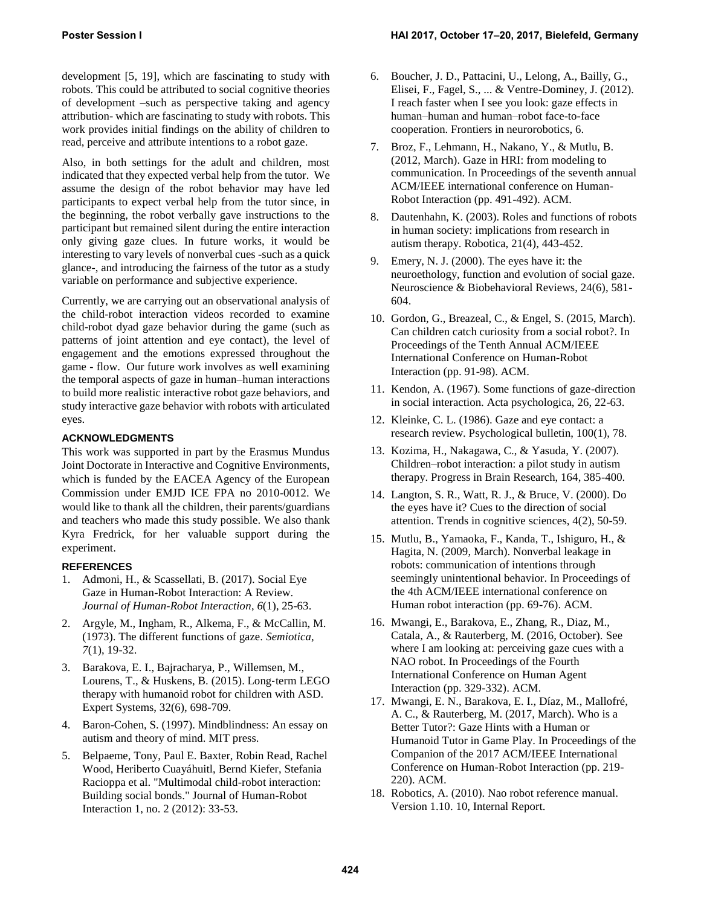development [5, 19], which are fascinating to study with robots. This could be attributed to social cognitive theories of development –such as perspective taking and agency attribution- which are fascinating to study with robots. This work provides initial findings on the ability of children to read, perceive and attribute intentions to a robot gaze.

Also, in both settings for the adult and children, most indicated that they expected verbal help from the tutor. We assume the design of the robot behavior may have led participants to expect verbal help from the tutor since, in the beginning, the robot verbally gave instructions to the participant but remained silent during the entire interaction only giving gaze clues. In future works, it would be interesting to vary levels of nonverbal cues -such as a quick glance-, and introducing the fairness of the tutor as a study variable on performance and subjective experience.

Currently, we are carrying out an observational analysis of the child-robot interaction videos recorded to examine child-robot dyad gaze behavior during the game (such as patterns of joint attention and eye contact), the level of engagement and the emotions expressed throughout the game - flow. Our future work involves as well examining the temporal aspects of gaze in human–human interactions to build more realistic interactive robot gaze behaviors, and study interactive gaze behavior with robots with articulated eyes.

### ACKNOWLEDGMENTS

This work was supported in part by the Erasmus Mundus Joint Doctorate in Interactive and Cognitive Environments, which is funded by the EACEA Agency of the European Commission under EMJD ICE FPA no 2010-0012. We would like to thank all the children, their parents/guardians and teachers who made this study possible. We also thank Kyra Fredrick, for her valuable support during the experiment.

### REFERENCES

1. Admoni, H., & Scassellati, B. (2017). Social Eye Gaze in Human-Robot Interaction: A Review. *Journal of Human-Robot Interaction*, *6*(1), 25-63.
2. Argyle, M., Ingham, R., Alkema, F., & McCallin, M. (1973). The different functions of gaze. *Semiotica*, *7*(1), 19-32.
3. Barakova, E. I., Bajracharya, P., Willemsen, M., Lourens, T., & Huskens, B. (2015). Long‐term LEGO therapy with humanoid robot for children with ASD. Expert Systems, 32(6), 698-709.
4. Baron-Cohen, S. (1997). Mindblindness: An essay on autism and theory of mind. MIT press.
5. Belpaeme, Tony, Paul E. Baxter, Robin Read, Rachel Wood, Heriberto Cuayáhuitl, Bernd Kiefer, Stefania Racioppa et al. "Multimodal child-robot interaction: Building social bonds." Journal of Human-Robot Interaction 1, no. 2 (2012): 33-53.
6. Boucher, J. D., Pattacini, U., Lelong, A., Bailly, G., Elisei, F., Fagel, S., ... & Ventre-Dominey, J. (2012). I reach faster when I see you look: gaze effects in human–human and human–robot face-to-face cooperation. Frontiers in neurorobotics, 6.
7. Broz, F., Lehmann, H., Nakano, Y., & Mutlu, B. (2012, March). Gaze in HRI: from modeling to communication. In Proceedings of the seventh annual ACM/IEEE international conference on Human-Robot Interaction (pp. 491-492). ACM.
8. Dautenhahn, K. (2003). Roles and functions of robots in human society: implications from research in autism therapy. Robotica, 21(4), 443-452.
9. Emery, N. J. (2000). The eyes have it: the neuroethology, function and evolution of social gaze. Neuroscience & Biobehavioral Reviews, 24(6), 581-604.
10. Gordon, G., Breazeal, C., & Engel, S. (2015, March). Can children catch curiosity from a social robot?. In Proceedings of the Tenth Annual ACM/IEEE International Conference on Human-Robot Interaction (pp. 91-98). ACM.
11. Kendon, A. (1967). Some functions of gaze-direction in social interaction. Acta psychologica, 26, 22-63.
12. Kleinke, C. L. (1986). Gaze and eye contact: a research review. Psychological bulletin, 100(1), 78.
13. Kozima, H., Nakagawa, C., & Yasuda, Y. (2007). Children–robot interaction: a pilot study in autism therapy. Progress in Brain Research, 164, 385-400.
14. Langton, S. R., Watt, R. J., & Bruce, V. (2000). Do the eyes have it? Cues to the direction of social attention. Trends in cognitive sciences, 4(2), 50-59.
15. Mutlu, B., Yamaoka, F., Kanda, T., Ishiguro, H., & Hagita, N. (2009, March). Nonverbal leakage in robots: communication of intentions through seemingly unintentional behavior. In Proceedings of the 4th ACM/IEEE international conference on Human robot interaction (pp. 69-76). ACM.
16. Mwangi, E., Barakova, E., Zhang, R., Diaz, M., Catala, A., & Rauterberg, M. (2016, October). See where I am looking at: perceiving gaze cues with a NAO robot. In Proceedings of the Fourth International Conference on Human Agent Interaction (pp. 329-332). ACM.
17. Mwangi, E. N., Barakova, E. I., Díaz, M., Mallofré, A. C., & Rauterberg, M. (2017, March). Who is a Better Tutor?: Gaze Hints with a Human or Humanoid Tutor in Game Play. In Proceedings of the Companion of the 2017 ACM/IEEE International Conference on Human-Robot Interaction (pp. 219-220). ACM.
18. Robotics, A. (2010). Nao robot reference manual. Version 1.10. 10, Internal Report.